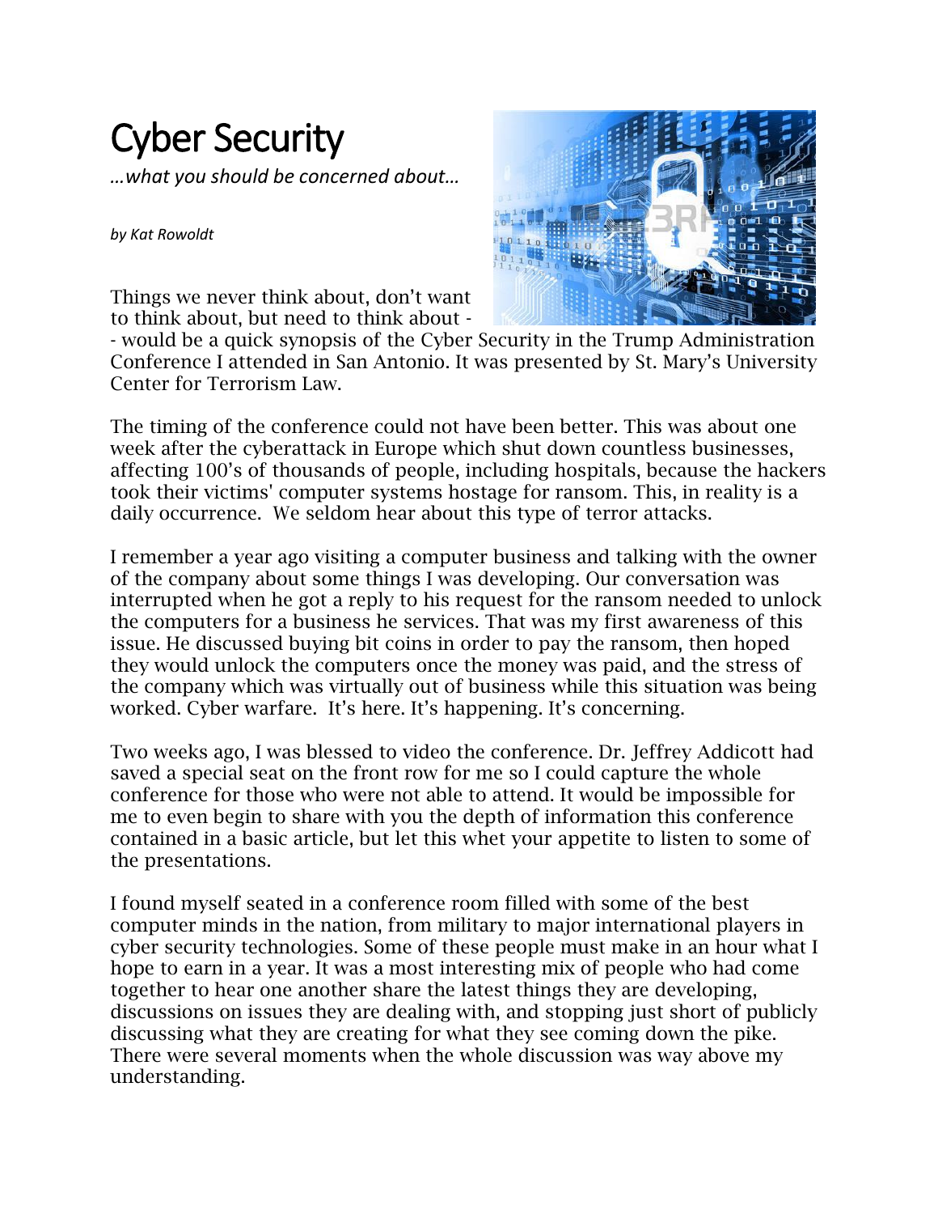# Cyber Security

*…what you should be concerned about…*

*by Kat Rowoldt*

Things we never think about, don't want to think about, but need to think about -- would be a quick synopsis of the Cyber Security in the Trump Administration Conference I attended in San Antonio. It was presented by St. Mary's University Center for Terrorism Law.

The timing of the conference could not have been better. This was about one week after the cyberattack in Europe which shut down countless businesses, affecting 100's of thousands of people, including hospitals, because the hackers took their victims' computer systems hostage for ransom. This, in reality is a daily occurrence. We seldom hear about this type of terror attacks.

I remember a year ago visiting a computer business and talking with the owner of the company about some things I was developing. Our conversation was interrupted when he got a reply to his request for the ransom needed to unlock the computers for a business he services. That was my first awareness of this issue. He discussed buying bit coins in order to pay the ransom, then hoped they would unlock the computers once the money was paid, and the stress of the company which was virtually out of business while this situation was being worked. Cyber warfare. It's here. It's happening. It's concerning.

Two weeks ago, I was blessed to video the conference. Dr. Jeffrey Addicott had saved a special seat on the front row for me so I could capture the whole conference for those who were not able to attend. It would be impossible for me to even begin to share with you the depth of information this conference contained in a basic article, but let this whet your appetite to listen to some of the presentations.

I found myself seated in a conference room filled with some of the best computer minds in the nation, from military to major international players in cyber security technologies. Some of these people must make in an hour what I hope to earn in a year. It was a most interesting mix of people who had come together to hear one another share the latest things they are developing, discussions on issues they are dealing with, and stopping just short of publicly discussing what they are creating for what they see coming down the pike. There were several moments when the whole discussion was way above my understanding.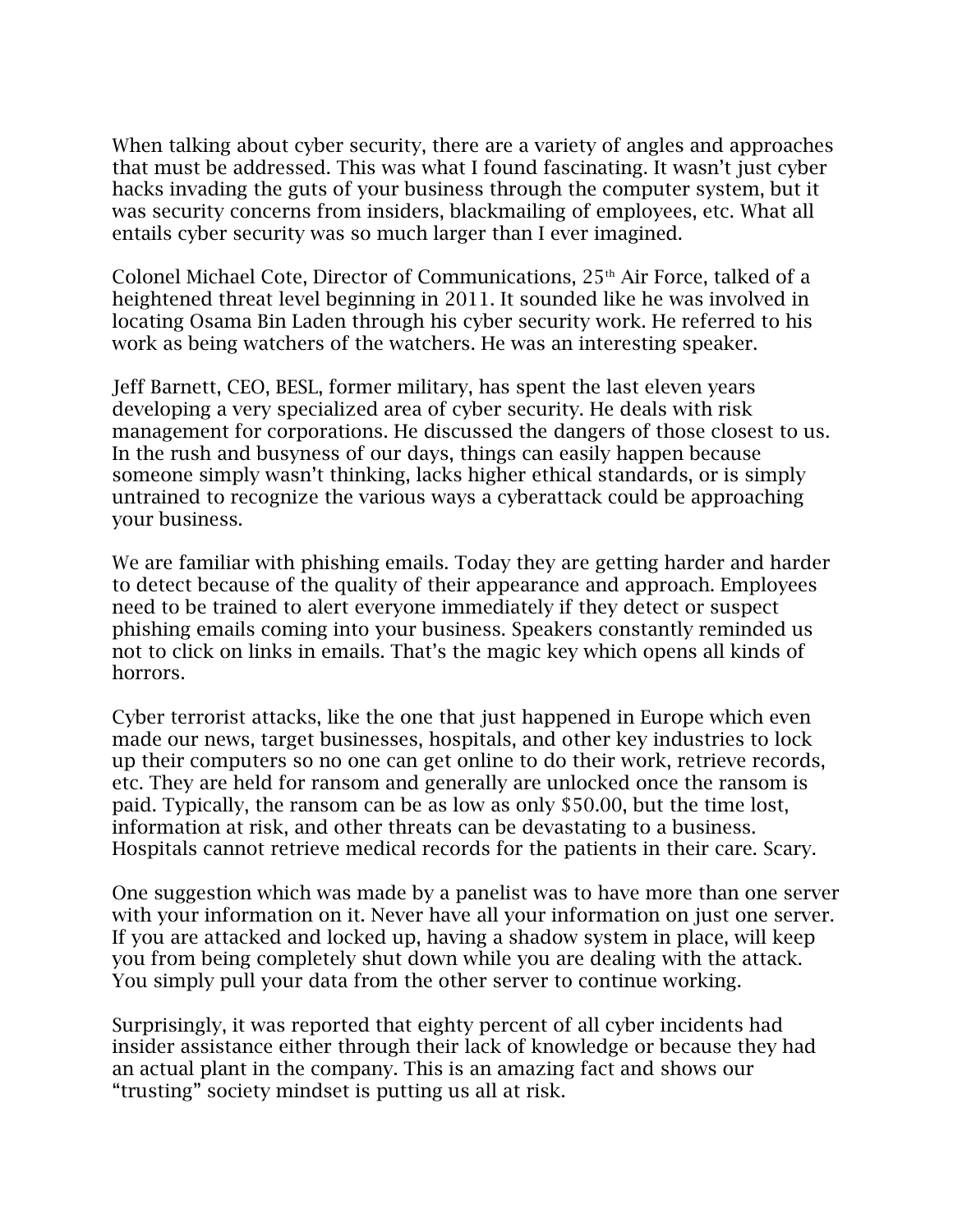When talking about cyber security, there are a variety of angles and approaches that must be addressed. This was what I found fascinating. It wasn't just cyber hacks invading the guts of your business through the computer system, but it was security concerns from insiders, blackmailing of employees, etc. What all entails cyber security was so much larger than I ever imagined.

Colonel Michael Cote, Director of Communications, 25th Air Force, talked of a heightened threat level beginning in 2011. It sounded like he was involved in locating Osama Bin Laden through his cyber security work. He referred to his work as being watchers of the watchers. He was an interesting speaker.

Jeff Barnett, CEO, BESL, former military, has spent the last eleven years developing a very specialized area of cyber security. He deals with risk management for corporations. He discussed the dangers of those closest to us. In the rush and busyness of our days, things can easily happen because someone simply wasn't thinking, lacks higher ethical standards, or is simply untrained to recognize the various ways a cyberattack could be approaching your business.

We are familiar with phishing emails. Today they are getting harder and harder to detect because of the quality of their appearance and approach. Employees need to be trained to alert everyone immediately if they detect or suspect phishing emails coming into your business. Speakers constantly reminded us not to click on links in emails. That's the magic key which opens all kinds of horrors.

Cyber terrorist attacks, like the one that just happened in Europe which even made our news, target businesses, hospitals, and other key industries to lock up their computers so no one can get online to do their work, retrieve records, etc. They are held for ransom and generally are unlocked once the ransom is paid. Typically, the ransom can be as low as only $50.00, but the time lost, information at risk, and other threats can be devastating to a business. Hospitals cannot retrieve medical records for the patients in their care. Scary.

One suggestion which was made by a panelist was to have more than one server with your information on it. Never have all your information on just one server. If you are attacked and locked up, having a shadow system in place, will keep you from being completely shut down while you are dealing with the attack. You simply pull your data from the other server to continue working.

Surprisingly, it was reported that eighty percent of all cyber incidents had insider assistance either through their lack of knowledge or because they had an actual plant in the company. This is an amazing fact and shows our "trusting" society mindset is putting us all at risk.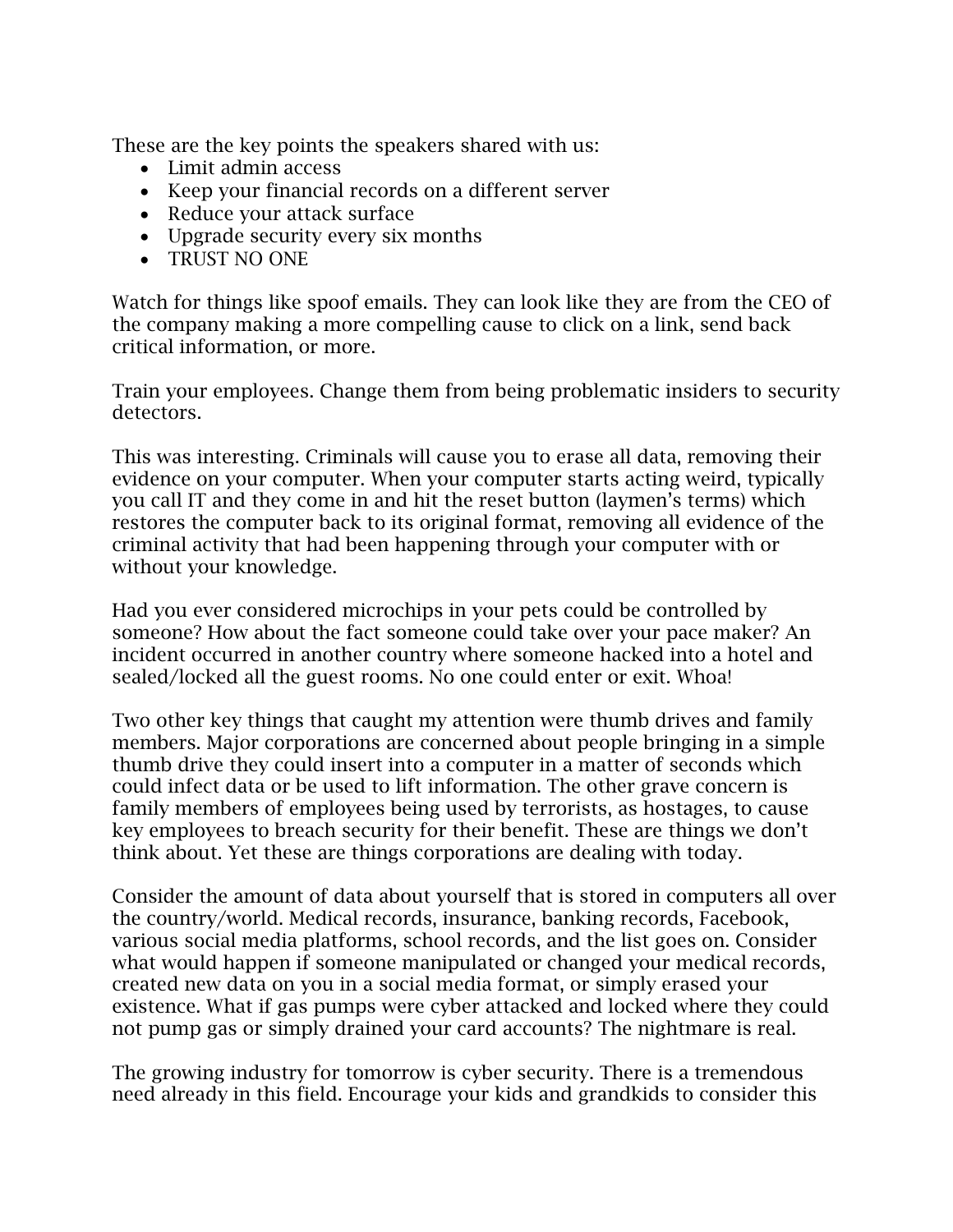These are the key points the speakers shared with us:

- Limit admin access
- Keep your financial records on a different server
- Reduce your attack surface
- Upgrade security every six months
- TRUST NO ONE

Watch for things like spoof emails. They can look like they are from the CEO of the company making a more compelling cause to click on a link, send back critical information, or more.

Train your employees. Change them from being problematic insiders to security detectors.

This was interesting. Criminals will cause you to erase all data, removing their evidence on your computer. When your computer starts acting weird, typically you call IT and they come in and hit the reset button (laymen's terms) which restores the computer back to its original format, removing all evidence of the criminal activity that had been happening through your computer with or without your knowledge.

Had you ever considered microchips in your pets could be controlled by someone? How about the fact someone could take over your pace maker? An incident occurred in another country where someone hacked into a hotel and sealed/locked all the guest rooms. No one could enter or exit. Whoa!

Two other key things that caught my attention were thumb drives and family members. Major corporations are concerned about people bringing in a simple thumb drive they could insert into a computer in a matter of seconds which could infect data or be used to lift information. The other grave concern is family members of employees being used by terrorists, as hostages, to cause key employees to breach security for their benefit. These are things we don't think about. Yet these are things corporations are dealing with today.

Consider the amount of data about yourself that is stored in computers all over the country/world. Medical records, insurance, banking records, Facebook, various social media platforms, school records, and the list goes on. Consider what would happen if someone manipulated or changed your medical records, created new data on you in a social media format, or simply erased your existence. What if gas pumps were cyber attacked and locked where they could not pump gas or simply drained your card accounts? The nightmare is real.

The growing industry for tomorrow is cyber security. There is a tremendous need already in this field. Encourage your kids and grandkids to consider this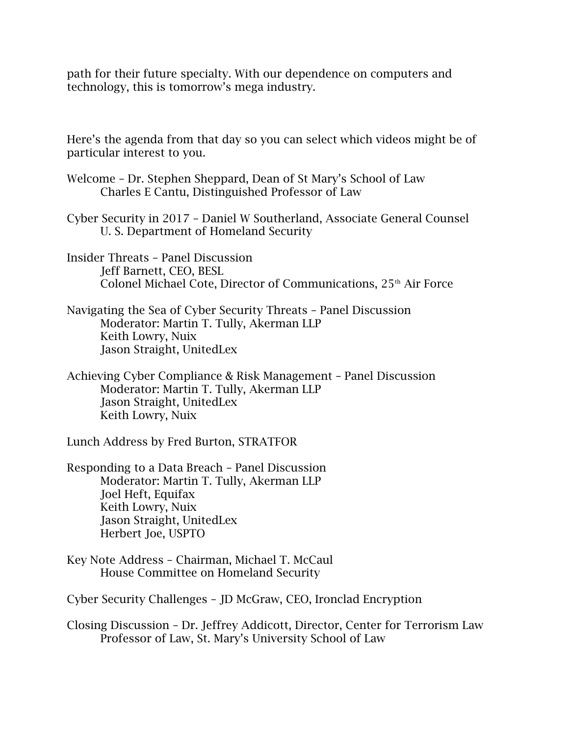path for their future specialty. With our dependence on computers and technology, this is tomorrow's mega industry.

Here's the agenda from that day so you can select which videos might be of particular interest to you.

Welcome – Dr. Stephen Sheppard, Dean of St Mary's School of Law
Charles E Cantu, Distinguished Professor of Law

Cyber Security in 2017 – Daniel W Southerland, Associate General Counsel
U. S. Department of Homeland Security

Insider Threats – Panel Discussion
Jeff Barnett, CEO, BESL
Colonel Michael Cote, Director of Communications, 25th Air Force

Navigating the Sea of Cyber Security Threats – Panel Discussion
Moderator: Martin T. Tully, Akerman LLP
Keith Lowry, Nuix
Jason Straight, UnitedLex

Achieving Cyber Compliance & Risk Management – Panel Discussion
Moderator: Martin T. Tully, Akerman LLP
Jason Straight, UnitedLex
Keith Lowry, Nuix

Lunch Address by Fred Burton, STRATFOR

Responding to a Data Breach – Panel Discussion
Moderator: Martin T. Tully, Akerman LLP
Joel Heft, Equifax
Keith Lowry, Nuix
Jason Straight, UnitedLex
Herbert Joe, USPTO

Key Note Address – Chairman, Michael T. McCaul
House Committee on Homeland Security

Cyber Security Challenges – JD McGraw, CEO, Ironclad Encryption

Closing Discussion – Dr. Jeffrey Addicott, Director, Center for Terrorism Law
Professor of Law, St. Mary's University School of Law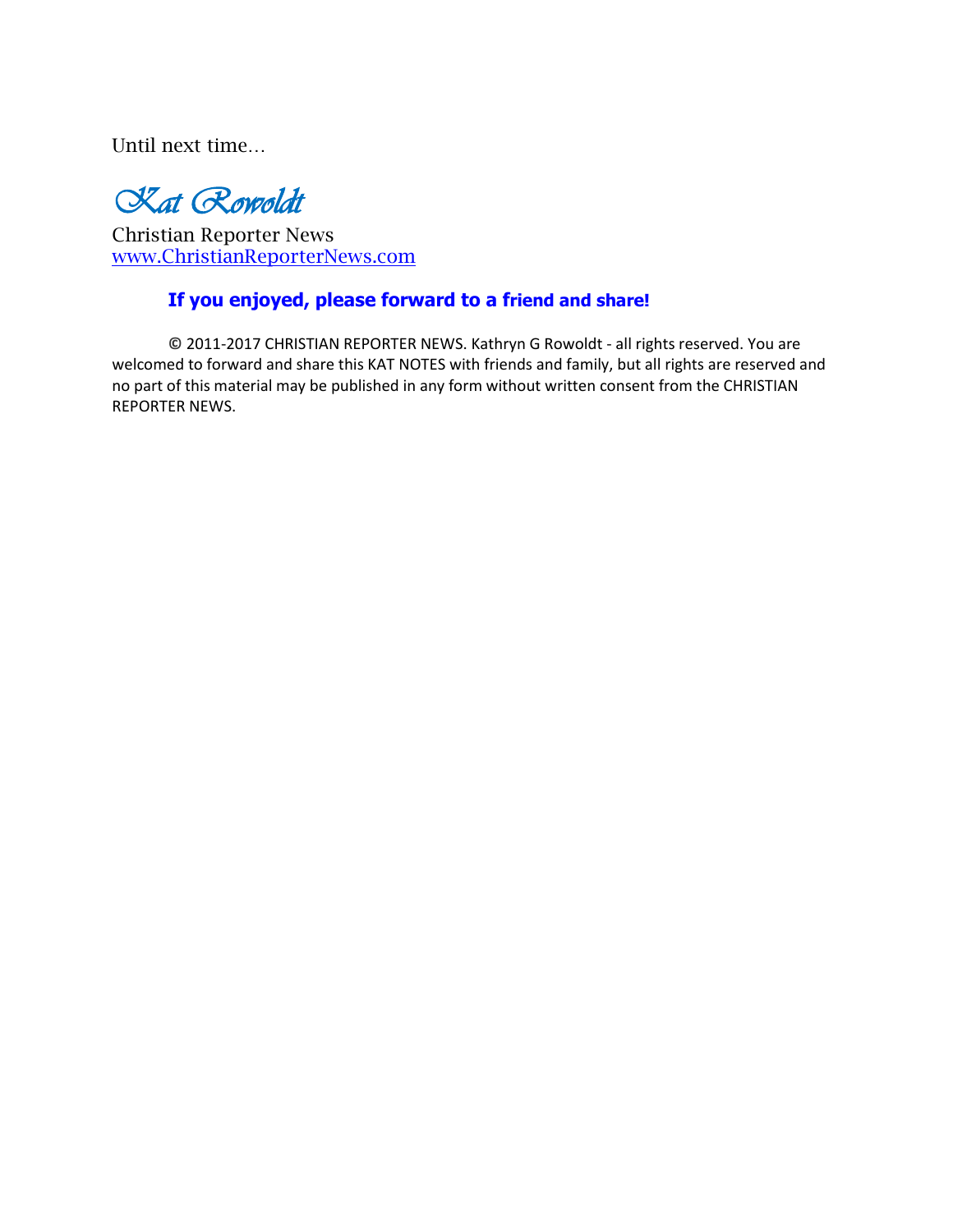Until next time…

*Kat Rowoldt*

Christian Reporter News
[www.ChristianReporterNews.com](http://www.ChristianReporterNews.com)

**If you enjoyed, please forward to a friend and share!**

© 2011-2017 CHRISTIAN REPORTER NEWS. Kathryn G Rowoldt - all rights reserved. You are welcomed to forward and share this KAT NOTES with friends and family, but all rights are reserved and no part of this material may be published in any form without written consent from the CHRISTIAN REPORTER NEWS.